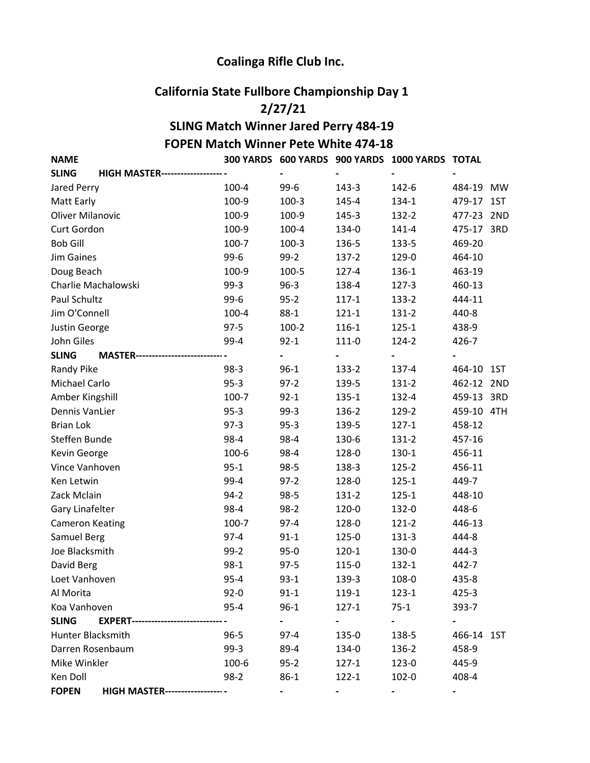# Coalinga Rifle Club Inc.

## California State Fullbore Championship Day 1

## 2/27/21

## SLING Match Winner Jared Perry 484-19

## FOPEN Match Winner Pete White 474-18

| NAME | 300 YARDS | 600 YARDS | 900 YARDS | 1000 YARDS | TOTAL | |
|---|---|---|---|---|---|---|
| **SLING HIGH MASTER-------------------** | - | - | - | - | - | |
| Jared Perry | 100-4 | 99-6 | 143-3 | 142-6 | 484-19 | MW |
| Matt Early | 100-9 | 100-3 | 145-4 | 134-1 | 479-17 | 1ST |
| Oliver Milanovic | 100-9 | 100-9 | 145-3 | 132-2 | 477-23 | 2ND |
| Curt Gordon | 100-9 | 100-4 | 134-0 | 141-4 | 475-17 | 3RD |
| Bob Gill | 100-7 | 100-3 | 136-5 | 133-5 | 469-20 | |
| Jim Gaines | 99-6 | 99-2 | 137-2 | 129-0 | 464-10 | |
| Doug Beach | 100-9 | 100-5 | 127-4 | 136-1 | 463-19 | |
| Charlie Machalowski | 99-3 | 96-3 | 138-4 | 127-3 | 460-13 | |
| Paul Schultz | 99-6 | 95-2 | 117-1 | 133-2 | 444-11 | |
| Jim O'Connell | 100-4 | 88-1 | 121-1 | 131-2 | 440-8 | |
| Justin George | 97-5 | 100-2 | 116-1 | 125-1 | 438-9 | |
| John Giles | 99-4 | 92-1 | 111-0 | 124-2 | 426-7 | |
| **SLING MASTER---------------------------** | - | - | - | - | - | |
| Randy Pike | 98-3 | 96-1 | 133-2 | 137-4 | 464-10 | 1ST |
| Michael Carlo | 95-3 | 97-2 | 139-5 | 131-2 | 462-12 | 2ND |
| Amber Kingshill | 100-7 | 92-1 | 135-1 | 132-4 | 459-13 | 3RD |
| Dennis VanLier | 95-3 | 99-3 | 136-2 | 129-2 | 459-10 | 4TH |
| Brian Lok | 97-3 | 95-3 | 139-5 | 127-1 | 458-12 | |
| Steffen Bunde | 98-4 | 98-4 | 130-6 | 131-2 | 457-16 | |
| Kevin George | 100-6 | 98-4 | 128-0 | 130-1 | 456-11 | |
| Vince Vanhoven | 95-1 | 98-5 | 138-3 | 125-2 | 456-11 | |
| Ken Letwin | 99-4 | 97-2 | 128-0 | 125-1 | 449-7 | |
| Zack Mclain | 94-2 | 98-5 | 131-2 | 125-1 | 448-10 | |
| Gary Linafelter | 98-4 | 98-2 | 120-0 | 132-0 | 448-6 | |
| Cameron Keating | 100-7 | 97-4 | 128-0 | 121-2 | 446-13 | |
| Samuel Berg | 97-4 | 91-1 | 125-0 | 131-3 | 444-8 | |
| Joe Blacksmith | 99-2 | 95-0 | 120-1 | 130-0 | 444-3 | |
| David Berg | 98-1 | 97-5 | 115-0 | 132-1 | 442-7 | |
| Loet Vanhoven | 95-4 | 93-1 | 139-3 | 108-0 | 435-8 | |
| Al Morita | 92-0 | 91-1 | 119-1 | 123-1 | 425-3 | |
| Koa Vanhoven | 95-4 | 96-1 | 127-1 | 75-1 | 393-7 | |
| **SLING EXPERT----------------------------** | - | - | - | - | - | |
| Hunter Blacksmith | 96-5 | 97-4 | 135-0 | 138-5 | 466-14 | 1ST |
| Darren Rosenbaum | 99-3 | 89-4 | 134-0 | 136-2 | 458-9 | |
| Mike Winkler | 100-6 | 95-2 | 127-1 | 123-0 | 445-9 | |
| Ken Doll | 98-2 | 86-1 | 122-1 | 102-0 | 408-4 | |
| **FOPEN HIGH MASTER------------------** | - | - | - | - | - | |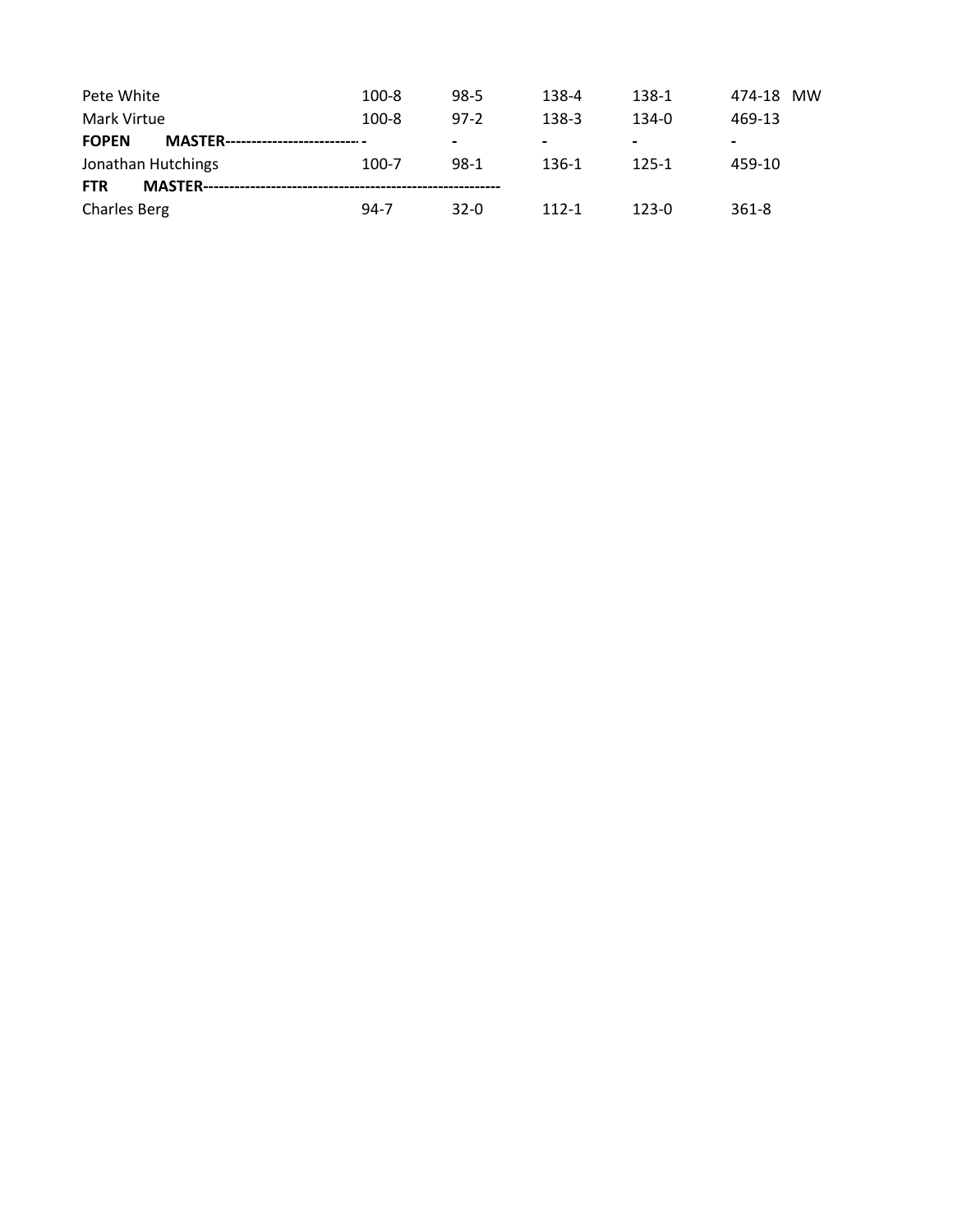| | | | | | | |
|---|---|---|---|---|---|---|
| Pete White | 100-8 | 98-5 | 138-4 | 138-1 | 474-18 | MW |
| Mark Virtue | 100-8 | 97-2 | 138-3 | 134-0 | 469-13 | |
| **FOPEN MASTER-------------------------** | - | - | - | - | - | |
| Jonathan Hutchings | 100-7 | 98-1 | 136-1 | 125-1 | 459-10 | |
| **FTR MASTER-----------------------------------------------------** | | | | | | |
| Charles Berg | 94-7 | 32-0 | 112-1 | 123-0 | 361-8 | |